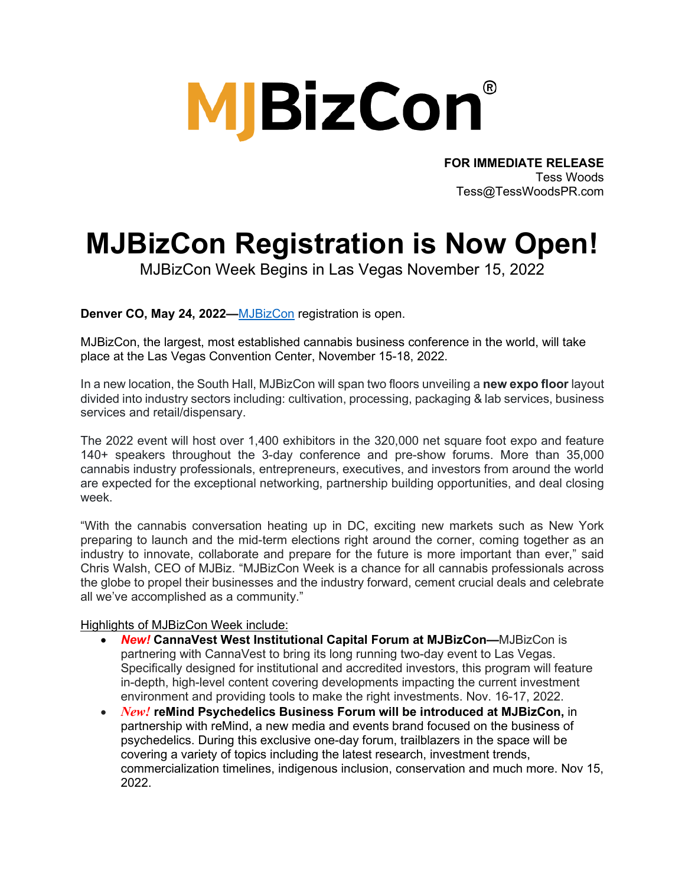# MJBizCon®

**FOR IMMEDIATE RELEASE**
Tess Woods
Tess@TessWoodsPR.com

# MJBizCon Registration is Now Open!

MJBizCon Week Begins in Las Vegas November 15, 2022

**Denver CO, May 24, 2022—**MJBizCon registration is open.

MJBizCon, the largest, most established cannabis business conference in the world, will take place at the Las Vegas Convention Center, November 15-18, 2022.

In a new location, the South Hall, MJBizCon will span two floors unveiling a **new expo floor** layout divided into industry sectors including: cultivation, processing, packaging & lab services, business services and retail/dispensary.

The 2022 event will host over 1,400 exhibitors in the 320,000 net square foot expo and feature 140+ speakers throughout the 3-day conference and pre-show forums. More than 35,000 cannabis industry professionals, entrepreneurs, executives, and investors from around the world are expected for the exceptional networking, partnership building opportunities, and deal closing week.

"With the cannabis conversation heating up in DC, exciting new markets such as New York preparing to launch and the mid-term elections right around the corner, coming together as an industry to innovate, collaborate and prepare for the future is more important than ever," said Chris Walsh, CEO of MJBiz. "MJBizCon Week is a chance for all cannabis professionals across the globe to propel their businesses and the industry forward, cement crucial deals and celebrate all we've accomplished as a community."

Highlights of MJBizCon Week include:

- ***New!*** **CannaVest West Institutional Capital Forum at MJBizCon—**MJBizCon is partnering with CannaVest to bring its long running two-day event to Las Vegas. Specifically designed for institutional and accredited investors, this program will feature in-depth, high-level content covering developments impacting the current investment environment and providing tools to make the right investments. Nov. 16-17, 2022.
- ***New!*** **reMind Psychedelics Business Forum will be introduced at MJBizCon,** in partnership with reMind, a new media and events brand focused on the business of psychedelics. During this exclusive one-day forum, trailblazers in the space will be covering a variety of topics including the latest research, investment trends, commercialization timelines, indigenous inclusion, conservation and much more. Nov 15, 2022.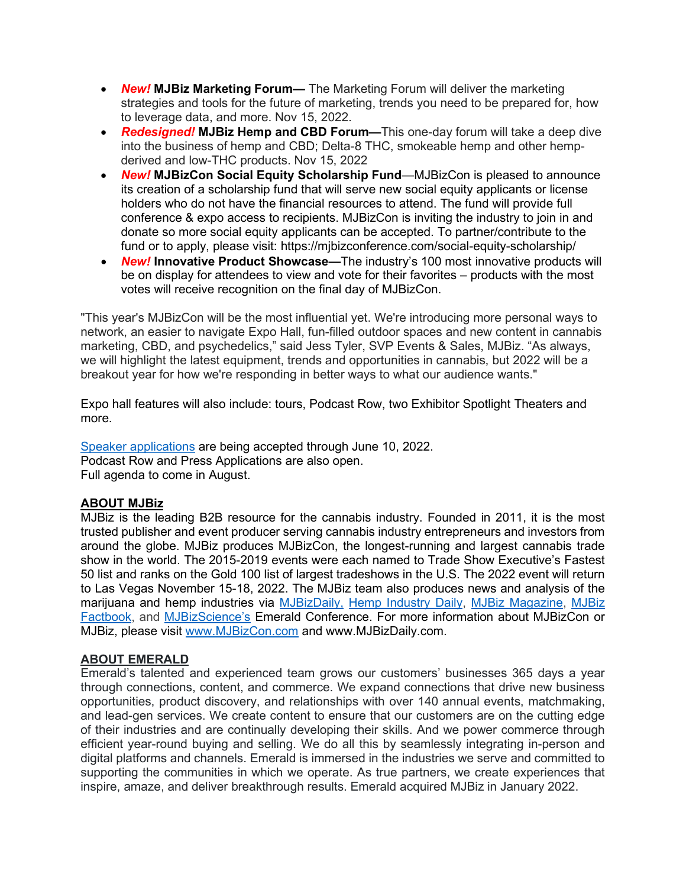- ***New!*** **MJBiz Marketing Forum—** The Marketing Forum will deliver the marketing strategies and tools for the future of marketing, trends you need to be prepared for, how to leverage data, and more. Nov 15, 2022.
- ***Redesigned!*** **MJBiz Hemp and CBD Forum—**This one-day forum will take a deep dive into the business of hemp and CBD; Delta-8 THC, smokeable hemp and other hemp-derived and low-THC products. Nov 15, 2022
- ***New!*** **MJBizCon Social Equity Scholarship Fund**—MJBizCon is pleased to announce its creation of a scholarship fund that will serve new social equity applicants or license holders who do not have the financial resources to attend. The fund will provide full conference & expo access to recipients. MJBizCon is inviting the industry to join in and donate so more social equity applicants can be accepted. To partner/contribute to the fund or to apply, please visit: https://mjbizconference.com/social-equity-scholarship/
- ***New!*** **Innovative Product Showcase—**The industry's 100 most innovative products will be on display for attendees to view and vote for their favorites – products with the most votes will receive recognition on the final day of MJBizCon.

"This year's MJBizCon will be the most influential yet. We're introducing more personal ways to network, an easier to navigate Expo Hall, fun-filled outdoor spaces and new content in cannabis marketing, CBD, and psychedelics," said Jess Tyler, SVP Events & Sales, MJBiz. "As always, we will highlight the latest equipment, trends and opportunities in cannabis, but 2022 will be a breakout year for how we're responding in better ways to what our audience wants."

Expo hall features will also include: tours, Podcast Row, two Exhibitor Spotlight Theaters and more.

Speaker applications are being accepted through June 10, 2022.
Podcast Row and Press Applications are also open.
Full agenda to come in August.

**ABOUT MJBiz**
MJBiz is the leading B2B resource for the cannabis industry. Founded in 2011, it is the most trusted publisher and event producer serving cannabis industry entrepreneurs and investors from around the globe. MJBiz produces MJBizCon, the longest-running and largest cannabis trade show in the world. The 2015-2019 events were each named to Trade Show Executive's Fastest 50 list and ranks on the Gold 100 list of largest tradeshows in the U.S. The 2022 event will return to Las Vegas November 15-18, 2022. The MJBiz team also produces news and analysis of the marijuana and hemp industries via MJBizDaily, Hemp Industry Daily, MJBiz Magazine, MJBiz Factbook, and MJBizScience's Emerald Conference. For more information about MJBizCon or MJBiz, please visit www.MJBizCon.com and www.MJBizDaily.com.

**ABOUT EMERALD**
Emerald's talented and experienced team grows our customers' businesses 365 days a year through connections, content, and commerce. We expand connections that drive new business opportunities, product discovery, and relationships with over 140 annual events, matchmaking, and lead-gen services. We create content to ensure that our customers are on the cutting edge of their industries and are continually developing their skills. And we power commerce through efficient year-round buying and selling. We do all this by seamlessly integrating in-person and digital platforms and channels. Emerald is immersed in the industries we serve and committed to supporting the communities in which we operate. As true partners, we create experiences that inspire, amaze, and deliver breakthrough results. Emerald acquired MJBiz in January 2022.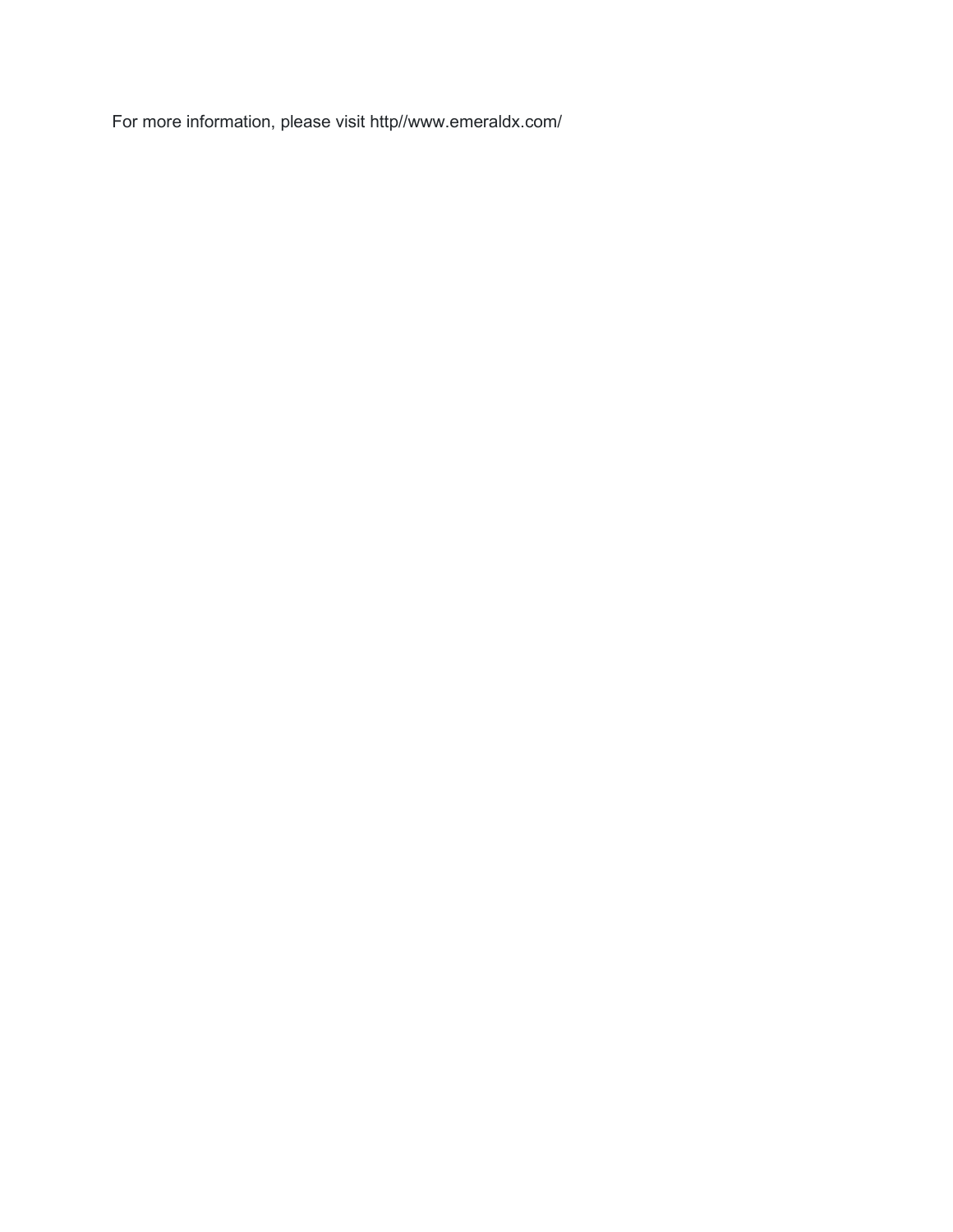For more information, please visit http//www.emeraldx.com/